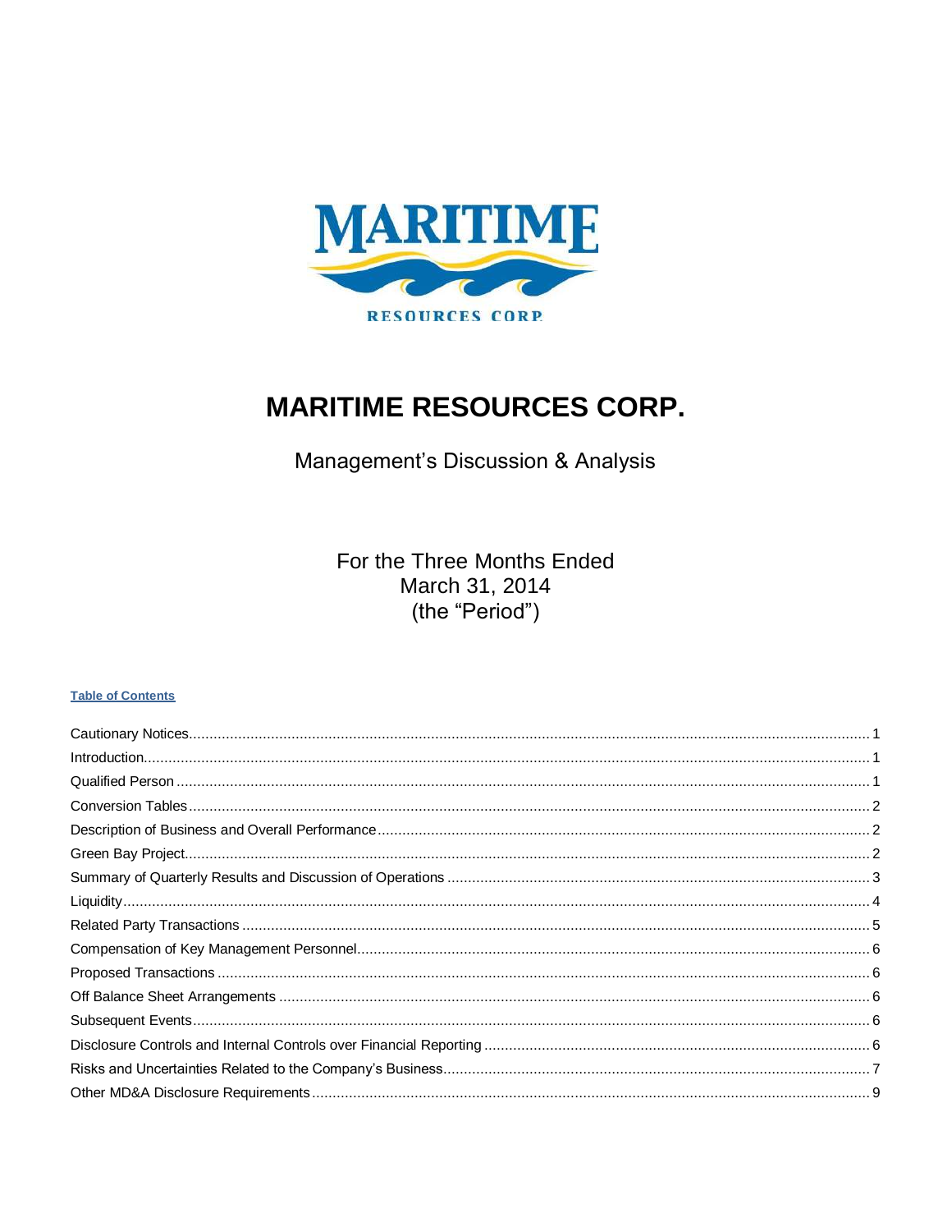MARITIME

RESOURCES CORP.

# MARITIME RESOURCES CORP.

Management's Discussion & Analysis

For the Three Months Ended
March 31, 2014
(the "Period")

**Table of Contents**

Cautionary Notices....... 1
Introduction....... 1
Qualified Person....... 1
Conversion Tables....... 2
Description of Business and Overall Performance....... 2
Green Bay Project....... 2
Summary of Quarterly Results and Discussion of Operations....... 3
Liquidity....... 4
Related Party Transactions....... 5
Compensation of Key Management Personnel....... 6
Proposed Transactions....... 6
Off Balance Sheet Arrangements....... 6
Subsequent Events....... 6
Disclosure Controls and Internal Controls over Financial Reporting....... 6
Risks and Uncertainties Related to the Company's Business....... 7
Other MD&A Disclosure Requirements....... 9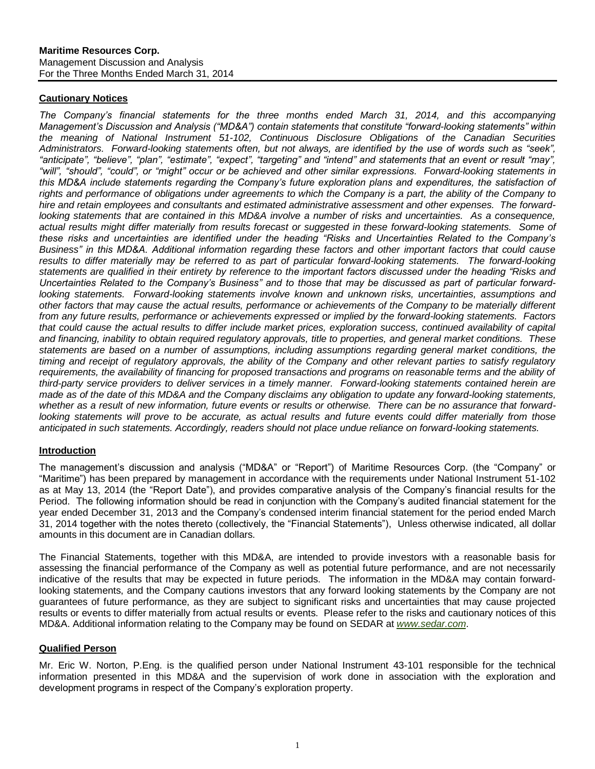**Maritime Resources Corp.**
Management Discussion and Analysis
For the Three Months Ended March 31, 2014

## Cautionary Notices

*The Company's financial statements for the three months ended March 31, 2014, and this accompanying Management's Discussion and Analysis ("MD&A") contain statements that constitute "forward-looking statements" within the meaning of National Instrument 51-102, Continuous Disclosure Obligations of the Canadian Securities Administrators. Forward-looking statements often, but not always, are identified by the use of words such as "seek", "anticipate", "believe", "plan", "estimate", "expect", "targeting" and "intend" and statements that an event or result "may", "will", "should", "could", or "might" occur or be achieved and other similar expressions. Forward-looking statements in this MD&A include statements regarding the Company's future exploration plans and expenditures, the satisfaction of rights and performance of obligations under agreements to which the Company is a part, the ability of the Company to hire and retain employees and consultants and estimated administrative assessment and other expenses. The forward-looking statements that are contained in this MD&A involve a number of risks and uncertainties. As a consequence, actual results might differ materially from results forecast or suggested in these forward-looking statements. Some of these risks and uncertainties are identified under the heading "Risks and Uncertainties Related to the Company's Business" in this MD&A. Additional information regarding these factors and other important factors that could cause results to differ materially may be referred to as part of particular forward-looking statements. The forward-looking statements are qualified in their entirety by reference to the important factors discussed under the heading "Risks and Uncertainties Related to the Company's Business" and to those that may be discussed as part of particular forward-looking statements. Forward-looking statements involve known and unknown risks, uncertainties, assumptions and other factors that may cause the actual results, performance or achievements of the Company to be materially different from any future results, performance or achievements expressed or implied by the forward-looking statements. Factors that could cause the actual results to differ include market prices, exploration success, continued availability of capital and financing, inability to obtain required regulatory approvals, title to properties, and general market conditions. These statements are based on a number of assumptions, including assumptions regarding general market conditions, the timing and receipt of regulatory approvals, the ability of the Company and other relevant parties to satisfy regulatory requirements, the availability of financing for proposed transactions and programs on reasonable terms and the ability of third-party service providers to deliver services in a timely manner. Forward-looking statements contained herein are made as of the date of this MD&A and the Company disclaims any obligation to update any forward-looking statements, whether as a result of new information, future events or results or otherwise. There can be no assurance that forward-looking statements will prove to be accurate, as actual results and future events could differ materially from those anticipated in such statements. Accordingly, readers should not place undue reliance on forward-looking statements.*

## Introduction

The management's discussion and analysis ("MD&A" or "Report") of Maritime Resources Corp. (the "Company" or "Maritime") has been prepared by management in accordance with the requirements under National Instrument 51-102 as at May 13, 2014 (the "Report Date"), and provides comparative analysis of the Company's financial results for the Period. The following information should be read in conjunction with the Company's audited financial statement for the year ended December 31, 2013 and the Company's condensed interim financial statement for the period ended March 31, 2014 together with the notes thereto (collectively, the "Financial Statements"), Unless otherwise indicated, all dollar amounts in this document are in Canadian dollars.

The Financial Statements, together with this MD&A, are intended to provide investors with a reasonable basis for assessing the financial performance of the Company as well as potential future performance, and are not necessarily indicative of the results that may be expected in future periods. The information in the MD&A may contain forward-looking statements, and the Company cautions investors that any forward looking statements by the Company are not guarantees of future performance, as they are subject to significant risks and uncertainties that may cause projected results or events to differ materially from actual results or events. Please refer to the risks and cautionary notices of this MD&A. Additional information relating to the Company may be found on SEDAR at [www.sedar.com](www.sedar.com).

## Qualified Person

Mr. Eric W. Norton, P.Eng. is the qualified person under National Instrument 43-101 responsible for the technical information presented in this MD&A and the supervision of work done in association with the exploration and development programs in respect of the Company's exploration property.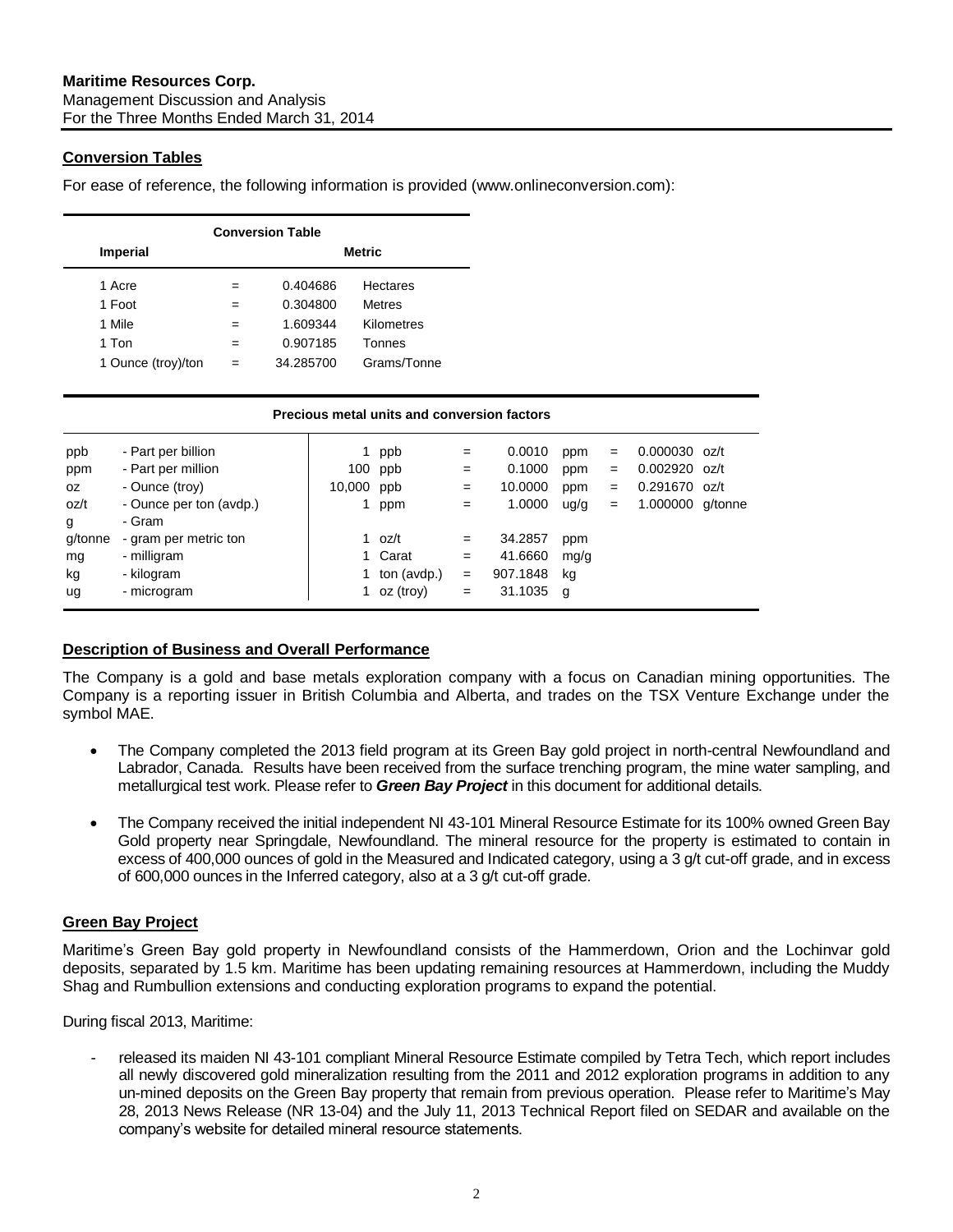## Conversion Tables

For ease of reference, the following information is provided (www.onlineconversion.com):

| Conversion Table | | | |
|---|---|---|---|
| **Imperial** | | **Metric** | |
| 1 Acre | = | 0.404686 | Hectares |
| 1 Foot | = | 0.304800 | Metres |
| 1 Mile | = | 1.609344 | Kilometres |
| 1 Ton | = | 0.907185 | Tonnes |
| 1 Ounce (troy)/ton | = | 34.285700 | Grams/Tonne |

**Precious metal units and conversion factors**

| | | | | = | | | = | | |
|---|---|---|---|---|---|---|---|---|---|
| ppb | - Part per billion | 1 | ppb | = | 0.0010 | ppm | = | 0.000030 | oz/t |
| ppm | - Part per million | 100 | ppb | = | 0.1000 | ppm | = | 0.002920 | oz/t |
| oz | - Ounce (troy) | 10,000 | ppb | = | 10.0000 | ppm | = | 0.291670 | oz/t |
| oz/t | - Ounce per ton (avdp.) | 1 | ppm | = | 1.0000 | ug/g | = | 1.000000 | g/tonne |
| g | - Gram | | | | | | | | |
| g/tonne | - gram per metric ton | 1 | oz/t | = | 34.2857 | ppm | | | |
| mg | - milligram | 1 | Carat | = | 41.6660 | mg/g | | | |
| kg | - kilogram | 1 | ton (avdp.) | = | 907.1848 | kg | | | |
| ug | - microgram | 1 | oz (troy) | = | 31.1035 | g | | | |

## Description of Business and Overall Performance

The Company is a gold and base metals exploration company with a focus on Canadian mining opportunities. The Company is a reporting issuer in British Columbia and Alberta, and trades on the TSX Venture Exchange under the symbol MAE.

- The Company completed the 2013 field program at its Green Bay gold project in north-central Newfoundland and Labrador, Canada. Results have been received from the surface trenching program, the mine water sampling, and metallurgical test work. Please refer to ***Green Bay Project*** in this document for additional details.
- The Company received the initial independent NI 43-101 Mineral Resource Estimate for its 100% owned Green Bay Gold property near Springdale, Newfoundland. The mineral resource for the property is estimated to contain in excess of 400,000 ounces of gold in the Measured and Indicated category, using a 3 g/t cut-off grade, and in excess of 600,000 ounces in the Inferred category, also at a 3 g/t cut-off grade.

## Green Bay Project

Maritime's Green Bay gold property in Newfoundland consists of the Hammerdown, Orion and the Lochinvar gold deposits, separated by 1.5 km. Maritime has been updating remaining resources at Hammerdown, including the Muddy Shag and Rumbullion extensions and conducting exploration programs to expand the potential.

During fiscal 2013, Maritime:

- released its maiden NI 43-101 compliant Mineral Resource Estimate compiled by Tetra Tech, which report includes all newly discovered gold mineralization resulting from the 2011 and 2012 exploration programs in addition to any un-mined deposits on the Green Bay property that remain from previous operation. Please refer to Maritime's May 28, 2013 News Release (NR 13-04) and the July 11, 2013 Technical Report filed on SEDAR and available on the company's website for detailed mineral resource statements.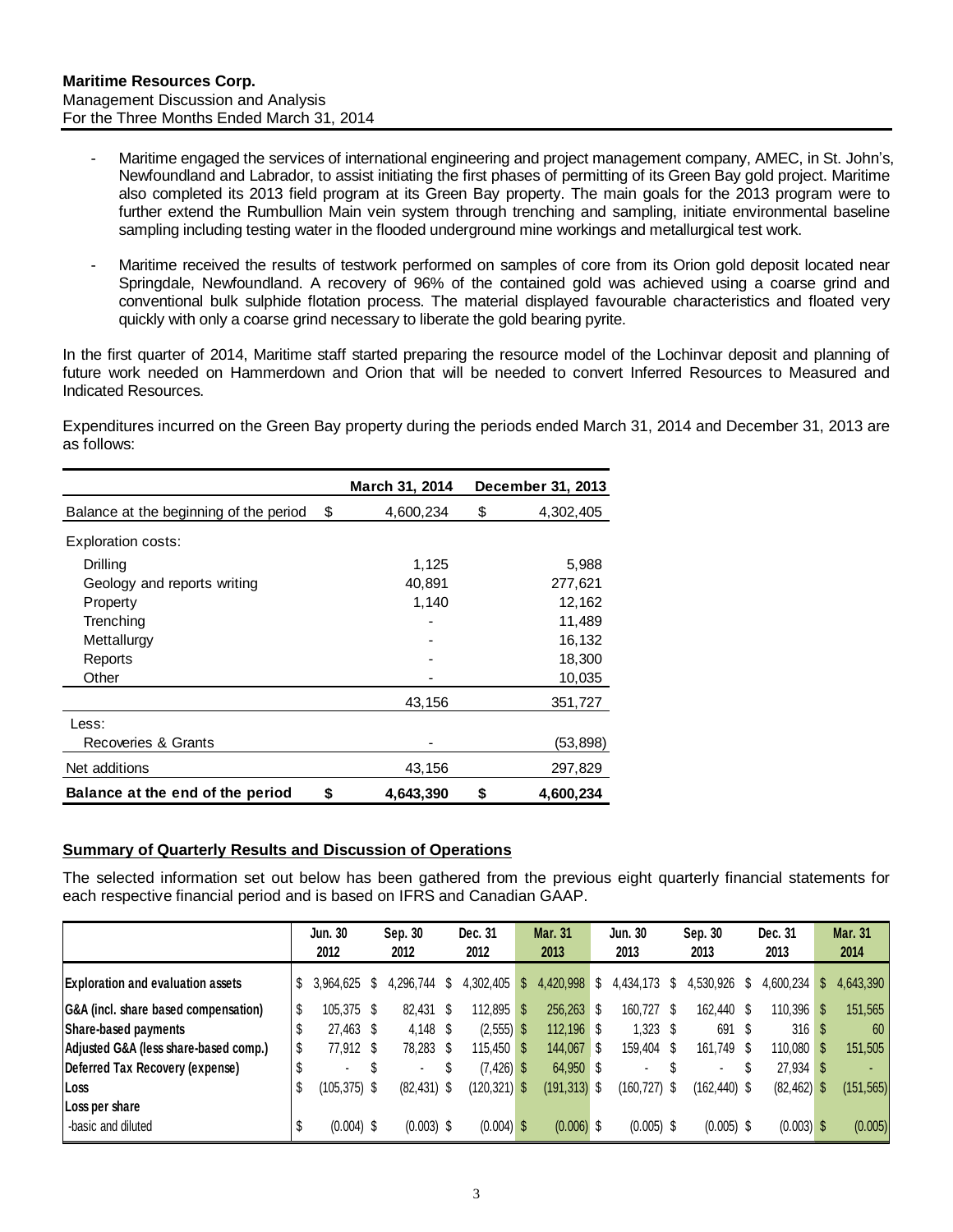- Maritime engaged the services of international engineering and project management company, AMEC, in St. John's, Newfoundland and Labrador, to assist initiating the first phases of permitting of its Green Bay gold project. Maritime also completed its 2013 field program at its Green Bay property. The main goals for the 2013 program were to further extend the Rumbullion Main vein system through trenching and sampling, initiate environmental baseline sampling including testing water in the flooded underground mine workings and metallurgical test work.

- Maritime received the results of testwork performed on samples of core from its Orion gold deposit located near Springdale, Newfoundland. A recovery of 96% of the contained gold was achieved using a coarse grind and conventional bulk sulphide flotation process. The material displayed favourable characteristics and floated very quickly with only a coarse grind necessary to liberate the gold bearing pyrite.

In the first quarter of 2014, Maritime staff started preparing the resource model of the Lochinvar deposit and planning of future work needed on Hammerdown and Orion that will be needed to convert Inferred Resources to Measured and Indicated Resources.

Expenditures incurred on the Green Bay property during the periods ended March 31, 2014 and December 31, 2013 are as follows:

| | March 31, 2014 | December 31, 2013 |
|---|---|---|
| Balance at the beginning of the period | $ 4,600,234 | $ 4,302,405 |
| Exploration costs: | | |
| Drilling | 1,125 | 5,988 |
| Geology and reports writing | 40,891 | 277,621 |
| Property | 1,140 | 12,162 |
| Trenching | - | 11,489 |
| Mettallurgy | - | 16,132 |
| Reports | - | 18,300 |
| Other | - | 10,035 |
| | 43,156 | 351,727 |
| Less: | | |
| Recoveries & Grants | - | (53,898) |
| Net additions | 43,156 | 297,829 |
| **Balance at the end of the period** | **$ 4,643,390** | **$ 4,600,234** |

## Summary of Quarterly Results and Discussion of Operations

The selected information set out below has been gathered from the previous eight quarterly financial statements for each respective financial period and is based on IFRS and Canadian GAAP.

| | Jun. 30 2012 | Sep. 30 2012 | Dec. 31 2012 | Mar. 31 2013 | Jun. 30 2013 | Sep. 30 2013 | Dec. 31 2013 | Mar. 31 2014 |
|---|---|---|---|---|---|---|---|---|
| **Exploration and evaluation assets** | $ 3,964,625 | $ 4,296,744 | $ 4,302,405 | $ 4,420,998 | $ 4,434,173 | $ 4,530,926 | $ 4,600,234 | $ 4,643,390 |
| **G&A (incl. share based compensation)** | $ 105,375 | $ 82,431 | $ 112,895 | $ 256,263 | $ 160,727 | $ 162,440 | $ 110,396 | $ 151,565 |
| **Share-based payments** | $ 27,463 | $ 4,148 | $ (2,555) | $ 112,196 | $ 1,323 | $ 691 | $ 316 | $ 60 |
| **Adjusted G&A (less share-based comp.)** | $ 77,912 | $ 78,283 | $ 115,450 | $ 144,067 | $ 159,404 | $ 161,749 | $ 110,080 | $ 151,505 |
| **Deferred Tax Recovery (expense)** | $ - | $ - | $ (7,426) | $ 64,950 | $ - | $ - | $ 27,934 | $ - |
| **Loss** | $ (105,375) | $ (82,431) | $ (120,321) | $ (191,313) | $ (160,727) | $ (162,440) | $ (82,462) | $ (151,565) |
| **Loss per share** | | | | | | | | |
| -basic and diluted | $ (0.004) | $ (0.003) | $ (0.004) | $ (0.006) | $ (0.005) | $ (0.005) | $ (0.003) | $ (0.005) |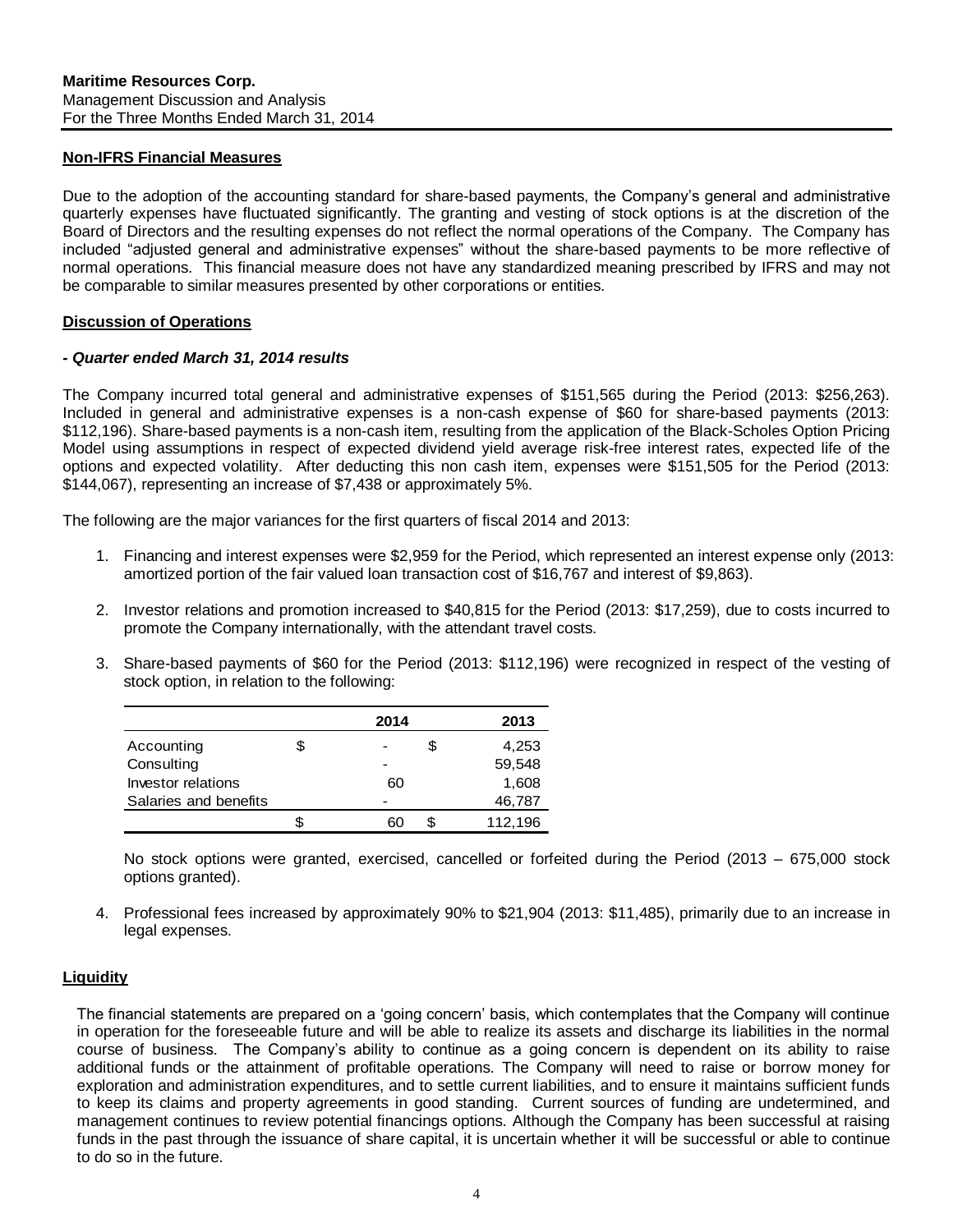**Maritime Resources Corp.**
Management Discussion and Analysis
For the Three Months Ended March 31, 2014

## Non-IFRS Financial Measures

Due to the adoption of the accounting standard for share-based payments, the Company's general and administrative quarterly expenses have fluctuated significantly. The granting and vesting of stock options is at the discretion of the Board of Directors and the resulting expenses do not reflect the normal operations of the Company. The Company has included "adjusted general and administrative expenses" without the share-based payments to be more reflective of normal operations. This financial measure does not have any standardized meaning prescribed by IFRS and may not be comparable to similar measures presented by other corporations or entities.

## Discussion of Operations

### *- Quarter ended March 31, 2014 results*

The Company incurred total general and administrative expenses of $151,565 during the Period (2013: $256,263). Included in general and administrative expenses is a non-cash expense of $60 for share-based payments (2013: $112,196). Share-based payments is a non-cash item, resulting from the application of the Black-Scholes Option Pricing Model using assumptions in respect of expected dividend yield average risk-free interest rates, expected life of the options and expected volatility. After deducting this non cash item, expenses were $151,505 for the Period (2013: $144,067), representing an increase of $7,438 or approximately 5%.

The following are the major variances for the first quarters of fiscal 2014 and 2013:

1. Financing and interest expenses were $2,959 for the Period, which represented an interest expense only (2013: amortized portion of the fair valued loan transaction cost of $16,767 and interest of $9,863).

2. Investor relations and promotion increased to $40,815 for the Period (2013: $17,259), due to costs incurred to promote the Company internationally, with the attendant travel costs.

3. Share-based payments of $60 for the Period (2013: $112,196) were recognized in respect of the vesting of stock option, in relation to the following:

| | 2014 | 2013 |
|---|---|---|
| Accounting | $ - | $ 4,253 |
| Consulting | - | 59,548 |
| Investor relations | 60 | 1,608 |
| Salaries and benefits | - | 46,787 |
| | $ 60 | $ 112,196 |

   No stock options were granted, exercised, cancelled or forfeited during the Period (2013 – 675,000 stock options granted).

4. Professional fees increased by approximately 90% to $21,904 (2013: $11,485), primarily due to an increase in legal expenses.

## Liquidity

The financial statements are prepared on a 'going concern' basis, which contemplates that the Company will continue in operation for the foreseeable future and will be able to realize its assets and discharge its liabilities in the normal course of business. The Company's ability to continue as a going concern is dependent on its ability to raise additional funds or the attainment of profitable operations. The Company will need to raise or borrow money for exploration and administration expenditures, and to settle current liabilities, and to ensure it maintains sufficient funds to keep its claims and property agreements in good standing. Current sources of funding are undetermined, and management continues to review potential financings options. Although the Company has been successful at raising funds in the past through the issuance of share capital, it is uncertain whether it will be successful or able to continue to do so in the future.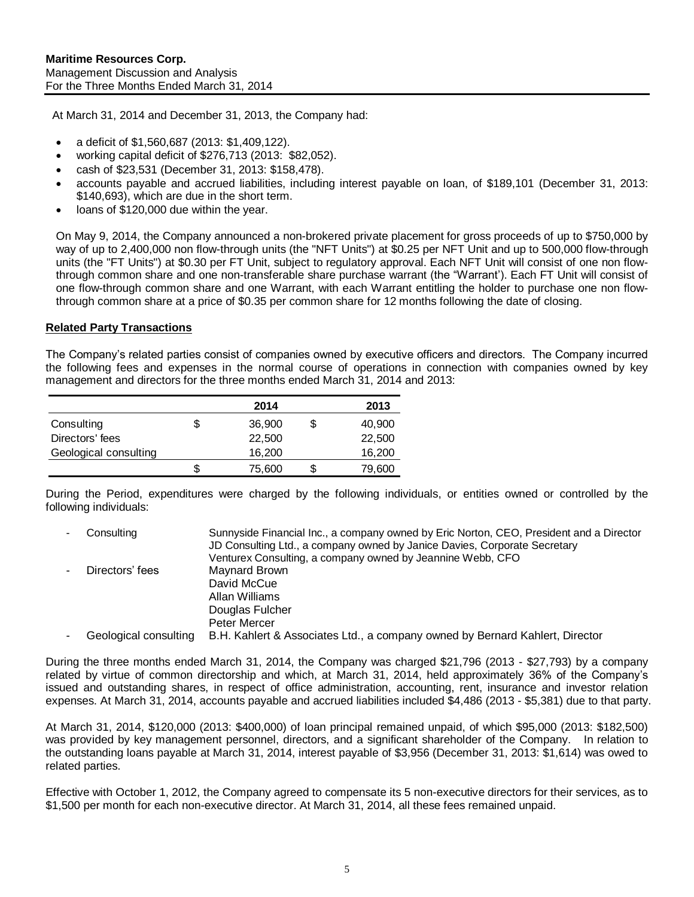At March 31, 2014 and December 31, 2013, the Company had:

- a deficit of $1,560,687 (2013: $1,409,122).
- working capital deficit of $276,713 (2013: $82,052).
- cash of $23,531 (December 31, 2013: $158,478).
- accounts payable and accrued liabilities, including interest payable on loan, of $189,101 (December 31, 2013: $140,693), which are due in the short term.
- loans of $120,000 due within the year.

On May 9, 2014, the Company announced a non-brokered private placement for gross proceeds of up to $750,000 by way of up to 2,400,000 non flow-through units (the "NFT Units") at $0.25 per NFT Unit and up to 500,000 flow-through units (the "FT Units") at $0.30 per FT Unit, subject to regulatory approval. Each NFT Unit will consist of one non flow-through common share and one non-transferable share purchase warrant (the "Warrant'). Each FT Unit will consist of one flow-through common share and one Warrant, with each Warrant entitling the holder to purchase one non flow-through common share at a price of $0.35 per common share for 12 months following the date of closing.

## Related Party Transactions

The Company's related parties consist of companies owned by executive officers and directors. The Company incurred the following fees and expenses in the normal course of operations in connection with companies owned by key management and directors for the three months ended March 31, 2014 and 2013:

| | | 2014 | | 2013 |
|---|---|---|---|---|
| Consulting | $ | 36,900 | $ | 40,900 |
| Directors' fees | | 22,500 | | 22,500 |
| Geological consulting | | 16,200 | | 16,200 |
| | $ | 75,600 | $ | 79,600 |

During the Period, expenditures were charged by the following individuals, or entities owned or controlled by the following individuals:

- Consulting
  - Sunnyside Financial Inc., a company owned by Eric Norton, CEO, President and a Director
  - JD Consulting Ltd., a company owned by Janice Davies, Corporate Secretary
  - Venturex Consulting, a company owned by Jeannine Webb, CFO
- Directors' fees
  - Maynard Brown
  - David McCue
  - Allan Williams
  - Douglas Fulcher
  - Peter Mercer
- Geological consulting
  - B.H. Kahlert & Associates Ltd., a company owned by Bernard Kahlert, Director

During the three months ended March 31, 2014, the Company was charged $21,796 (2013 - $27,793) by a company related by virtue of common directorship and which, at March 31, 2014, held approximately 36% of the Company's issued and outstanding shares, in respect of office administration, accounting, rent, insurance and investor relation expenses. At March 31, 2014, accounts payable and accrued liabilities included $4,486 (2013 - $5,381) due to that party.

At March 31, 2014, $120,000 (2013: $400,000) of loan principal remained unpaid, of which $95,000 (2013: $182,500) was provided by key management personnel, directors, and a significant shareholder of the Company. In relation to the outstanding loans payable at March 31, 2014, interest payable of $3,956 (December 31, 2013: $1,614) was owed to related parties.

Effective with October 1, 2012, the Company agreed to compensate its 5 non-executive directors for their services, as to $1,500 per month for each non-executive director. At March 31, 2014, all these fees remained unpaid.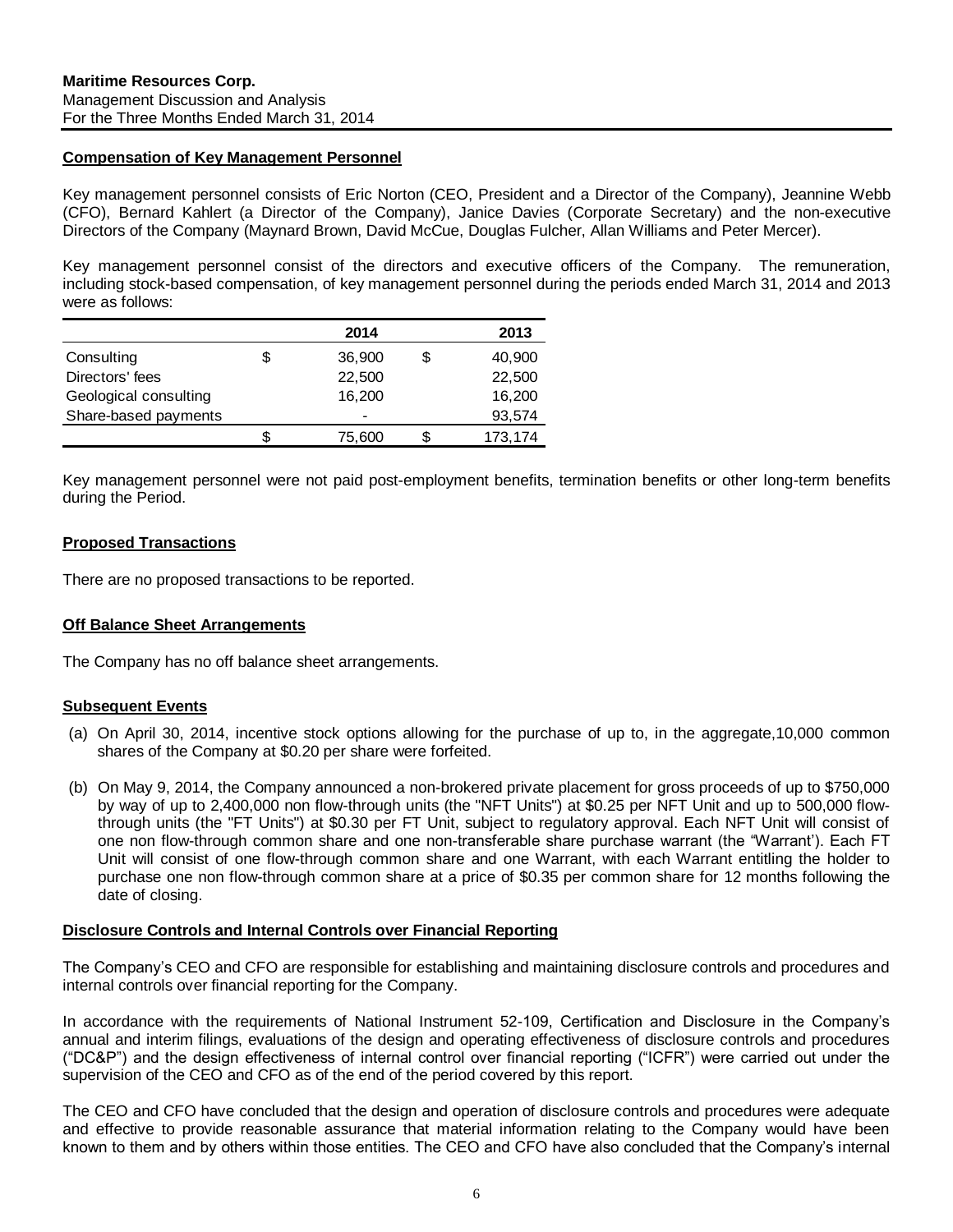## Compensation of Key Management Personnel

Key management personnel consists of Eric Norton (CEO, President and a Director of the Company), Jeannine Webb (CFO), Bernard Kahlert (a Director of the Company), Janice Davies (Corporate Secretary) and the non-executive Directors of the Company (Maynard Brown, David McCue, Douglas Fulcher, Allan Williams and Peter Mercer).

Key management personnel consist of the directors and executive officers of the Company. The remuneration, including stock-based compensation, of key management personnel during the periods ended March 31, 2014 and 2013 were as follows:

| | | 2014 | | 2013 |
|---|---|---|---|---|
| Consulting | $ | 36,900 | $ | 40,900 |
| Directors' fees | | 22,500 | | 22,500 |
| Geological consulting | | 16,200 | | 16,200 |
| Share-based payments | | - | | 93,574 |
| | $ | 75,600 | $ | 173,174 |

Key management personnel were not paid post-employment benefits, termination benefits or other long-term benefits during the Period.

## Proposed Transactions

There are no proposed transactions to be reported.

## Off Balance Sheet Arrangements

The Company has no off balance sheet arrangements.

## Subsequent Events

(a) On April 30, 2014, incentive stock options allowing for the purchase of up to, in the aggregate,10,000 common shares of the Company at $0.20 per share were forfeited.

(b) On May 9, 2014, the Company announced a non-brokered private placement for gross proceeds of up to $750,000 by way of up to 2,400,000 non flow-through units (the "NFT Units") at $0.25 per NFT Unit and up to 500,000 flow-through units (the "FT Units") at $0.30 per FT Unit, subject to regulatory approval. Each NFT Unit will consist of one non flow-through common share and one non-transferable share purchase warrant (the "Warrant'). Each FT Unit will consist of one flow-through common share and one Warrant, with each Warrant entitling the holder to purchase one non flow-through common share at a price of $0.35 per common share for 12 months following the date of closing.

## Disclosure Controls and Internal Controls over Financial Reporting

The Company's CEO and CFO are responsible for establishing and maintaining disclosure controls and procedures and internal controls over financial reporting for the Company.

In accordance with the requirements of National Instrument 52-109, Certification and Disclosure in the Company's annual and interim filings, evaluations of the design and operating effectiveness of disclosure controls and procedures ("DC&P") and the design effectiveness of internal control over financial reporting ("ICFR") were carried out under the supervision of the CEO and CFO as of the end of the period covered by this report.

The CEO and CFO have concluded that the design and operation of disclosure controls and procedures were adequate and effective to provide reasonable assurance that material information relating to the Company would have been known to them and by others within those entities. The CEO and CFO have also concluded that the Company's internal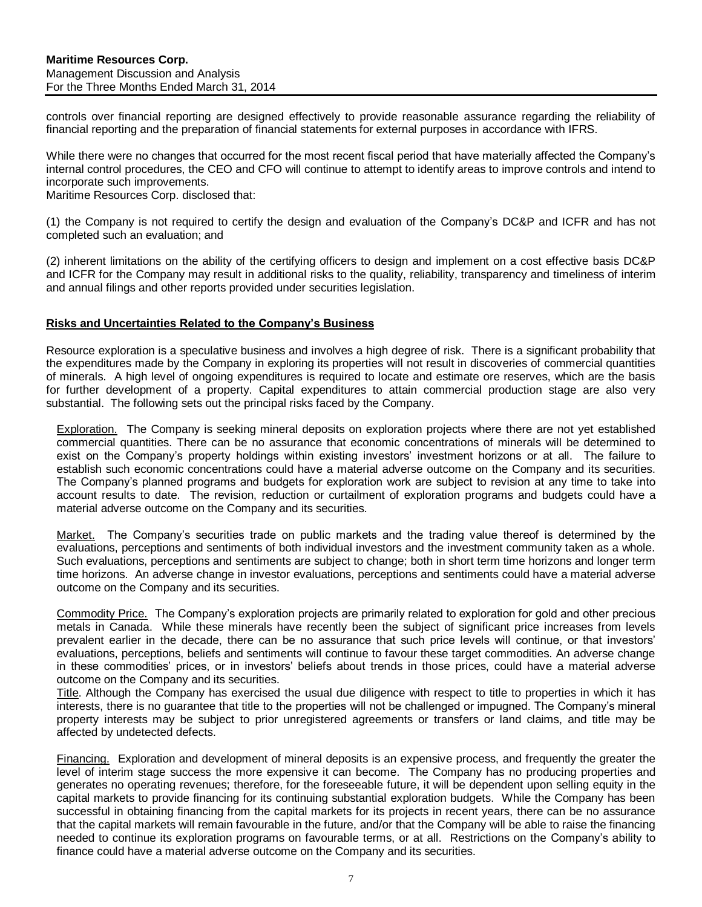controls over financial reporting are designed effectively to provide reasonable assurance regarding the reliability of financial reporting and the preparation of financial statements for external purposes in accordance with IFRS.

While there were no changes that occurred for the most recent fiscal period that have materially affected the Company's internal control procedures, the CEO and CFO will continue to attempt to identify areas to improve controls and intend to incorporate such improvements.
Maritime Resources Corp. disclosed that:

(1) the Company is not required to certify the design and evaluation of the Company's DC&P and ICFR and has not completed such an evaluation; and

(2) inherent limitations on the ability of the certifying officers to design and implement on a cost effective basis DC&P and ICFR for the Company may result in additional risks to the quality, reliability, transparency and timeliness of interim and annual filings and other reports provided under securities legislation.

## Risks and Uncertainties Related to the Company's Business

Resource exploration is a speculative business and involves a high degree of risk. There is a significant probability that the expenditures made by the Company in exploring its properties will not result in discoveries of commercial quantities of minerals. A high level of ongoing expenditures is required to locate and estimate ore reserves, which are the basis for further development of a property. Capital expenditures to attain commercial production stage are also very substantial. The following sets out the principal risks faced by the Company.

Exploration. The Company is seeking mineral deposits on exploration projects where there are not yet established commercial quantities. There can be no assurance that economic concentrations of minerals will be determined to exist on the Company's property holdings within existing investors' investment horizons or at all. The failure to establish such economic concentrations could have a material adverse outcome on the Company and its securities. The Company's planned programs and budgets for exploration work are subject to revision at any time to take into account results to date. The revision, reduction or curtailment of exploration programs and budgets could have a material adverse outcome on the Company and its securities.

Market. The Company's securities trade on public markets and the trading value thereof is determined by the evaluations, perceptions and sentiments of both individual investors and the investment community taken as a whole. Such evaluations, perceptions and sentiments are subject to change; both in short term time horizons and longer term time horizons. An adverse change in investor evaluations, perceptions and sentiments could have a material adverse outcome on the Company and its securities.

Commodity Price. The Company's exploration projects are primarily related to exploration for gold and other precious metals in Canada. While these minerals have recently been the subject of significant price increases from levels prevalent earlier in the decade, there can be no assurance that such price levels will continue, or that investors' evaluations, perceptions, beliefs and sentiments will continue to favour these target commodities. An adverse change in these commodities' prices, or in investors' beliefs about trends in those prices, could have a material adverse outcome on the Company and its securities.

Title. Although the Company has exercised the usual due diligence with respect to title to properties in which it has interests, there is no guarantee that title to the properties will not be challenged or impugned. The Company's mineral property interests may be subject to prior unregistered agreements or transfers or land claims, and title may be affected by undetected defects.

Financing. Exploration and development of mineral deposits is an expensive process, and frequently the greater the level of interim stage success the more expensive it can become. The Company has no producing properties and generates no operating revenues; therefore, for the foreseeable future, it will be dependent upon selling equity in the capital markets to provide financing for its continuing substantial exploration budgets. While the Company has been successful in obtaining financing from the capital markets for its projects in recent years, there can be no assurance that the capital markets will remain favourable in the future, and/or that the Company will be able to raise the financing needed to continue its exploration programs on favourable terms, or at all. Restrictions on the Company's ability to finance could have a material adverse outcome on the Company and its securities.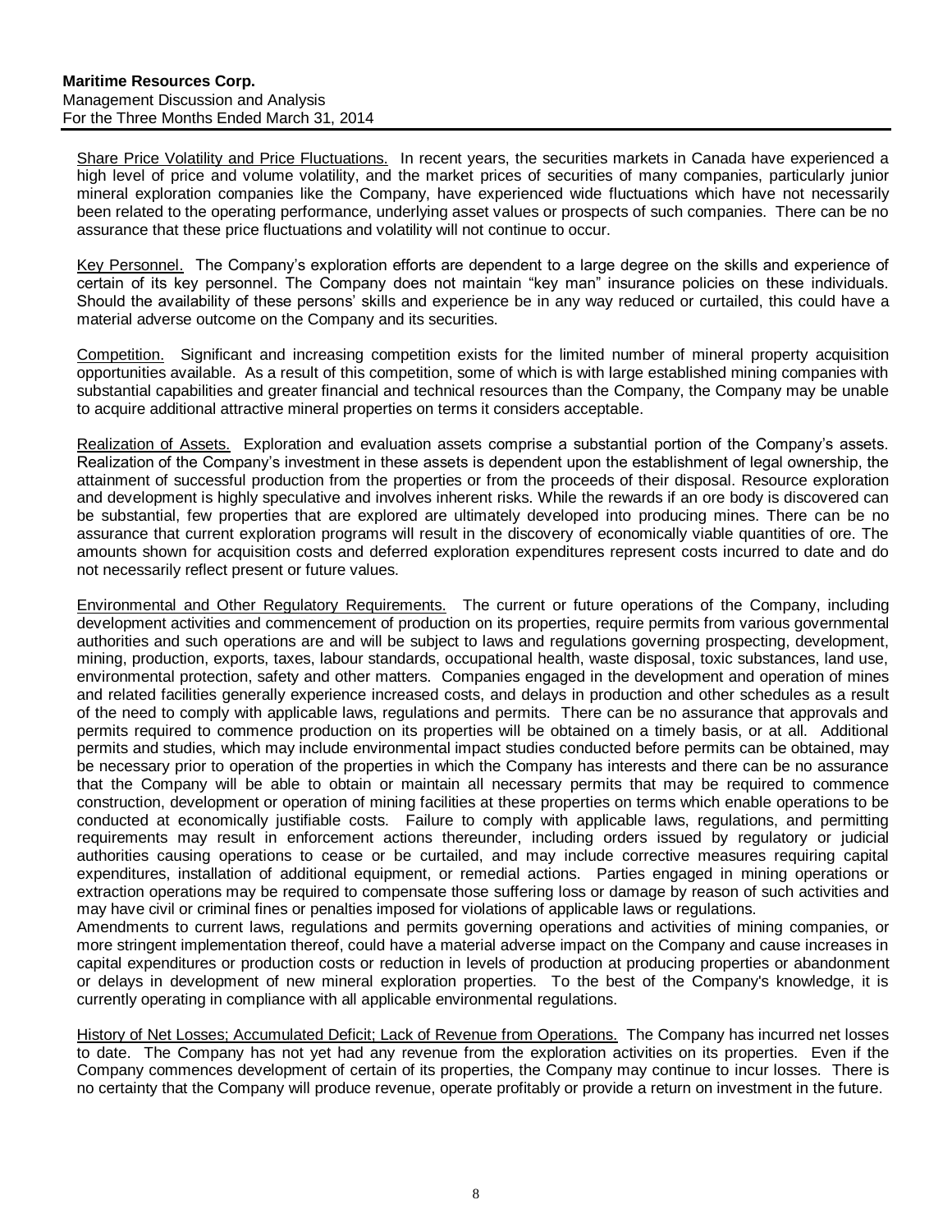Share Price Volatility and Price Fluctuations. In recent years, the securities markets in Canada have experienced a high level of price and volume volatility, and the market prices of securities of many companies, particularly junior mineral exploration companies like the Company, have experienced wide fluctuations which have not necessarily been related to the operating performance, underlying asset values or prospects of such companies. There can be no assurance that these price fluctuations and volatility will not continue to occur.

Key Personnel. The Company's exploration efforts are dependent to a large degree on the skills and experience of certain of its key personnel. The Company does not maintain "key man" insurance policies on these individuals. Should the availability of these persons' skills and experience be in any way reduced or curtailed, this could have a material adverse outcome on the Company and its securities.

Competition. Significant and increasing competition exists for the limited number of mineral property acquisition opportunities available. As a result of this competition, some of which is with large established mining companies with substantial capabilities and greater financial and technical resources than the Company, the Company may be unable to acquire additional attractive mineral properties on terms it considers acceptable.

Realization of Assets. Exploration and evaluation assets comprise a substantial portion of the Company's assets. Realization of the Company's investment in these assets is dependent upon the establishment of legal ownership, the attainment of successful production from the properties or from the proceeds of their disposal. Resource exploration and development is highly speculative and involves inherent risks. While the rewards if an ore body is discovered can be substantial, few properties that are explored are ultimately developed into producing mines. There can be no assurance that current exploration programs will result in the discovery of economically viable quantities of ore. The amounts shown for acquisition costs and deferred exploration expenditures represent costs incurred to date and do not necessarily reflect present or future values.

Environmental and Other Regulatory Requirements. The current or future operations of the Company, including development activities and commencement of production on its properties, require permits from various governmental authorities and such operations are and will be subject to laws and regulations governing prospecting, development, mining, production, exports, taxes, labour standards, occupational health, waste disposal, toxic substances, land use, environmental protection, safety and other matters. Companies engaged in the development and operation of mines and related facilities generally experience increased costs, and delays in production and other schedules as a result of the need to comply with applicable laws, regulations and permits. There can be no assurance that approvals and permits required to commence production on its properties will be obtained on a timely basis, or at all. Additional permits and studies, which may include environmental impact studies conducted before permits can be obtained, may be necessary prior to operation of the properties in which the Company has interests and there can be no assurance that the Company will be able to obtain or maintain all necessary permits that may be required to commence construction, development or operation of mining facilities at these properties on terms which enable operations to be conducted at economically justifiable costs. Failure to comply with applicable laws, regulations, and permitting requirements may result in enforcement actions thereunder, including orders issued by regulatory or judicial authorities causing operations to cease or be curtailed, and may include corrective measures requiring capital expenditures, installation of additional equipment, or remedial actions. Parties engaged in mining operations or extraction operations may be required to compensate those suffering loss or damage by reason of such activities and may have civil or criminal fines or penalties imposed for violations of applicable laws or regulations.
Amendments to current laws, regulations and permits governing operations and activities of mining companies, or more stringent implementation thereof, could have a material adverse impact on the Company and cause increases in capital expenditures or production costs or reduction in levels of production at producing properties or abandonment or delays in development of new mineral exploration properties. To the best of the Company's knowledge, it is currently operating in compliance with all applicable environmental regulations.

History of Net Losses; Accumulated Deficit; Lack of Revenue from Operations. The Company has incurred net losses to date. The Company has not yet had any revenue from the exploration activities on its properties. Even if the Company commences development of certain of its properties, the Company may continue to incur losses. There is no certainty that the Company will produce revenue, operate profitably or provide a return on investment in the future.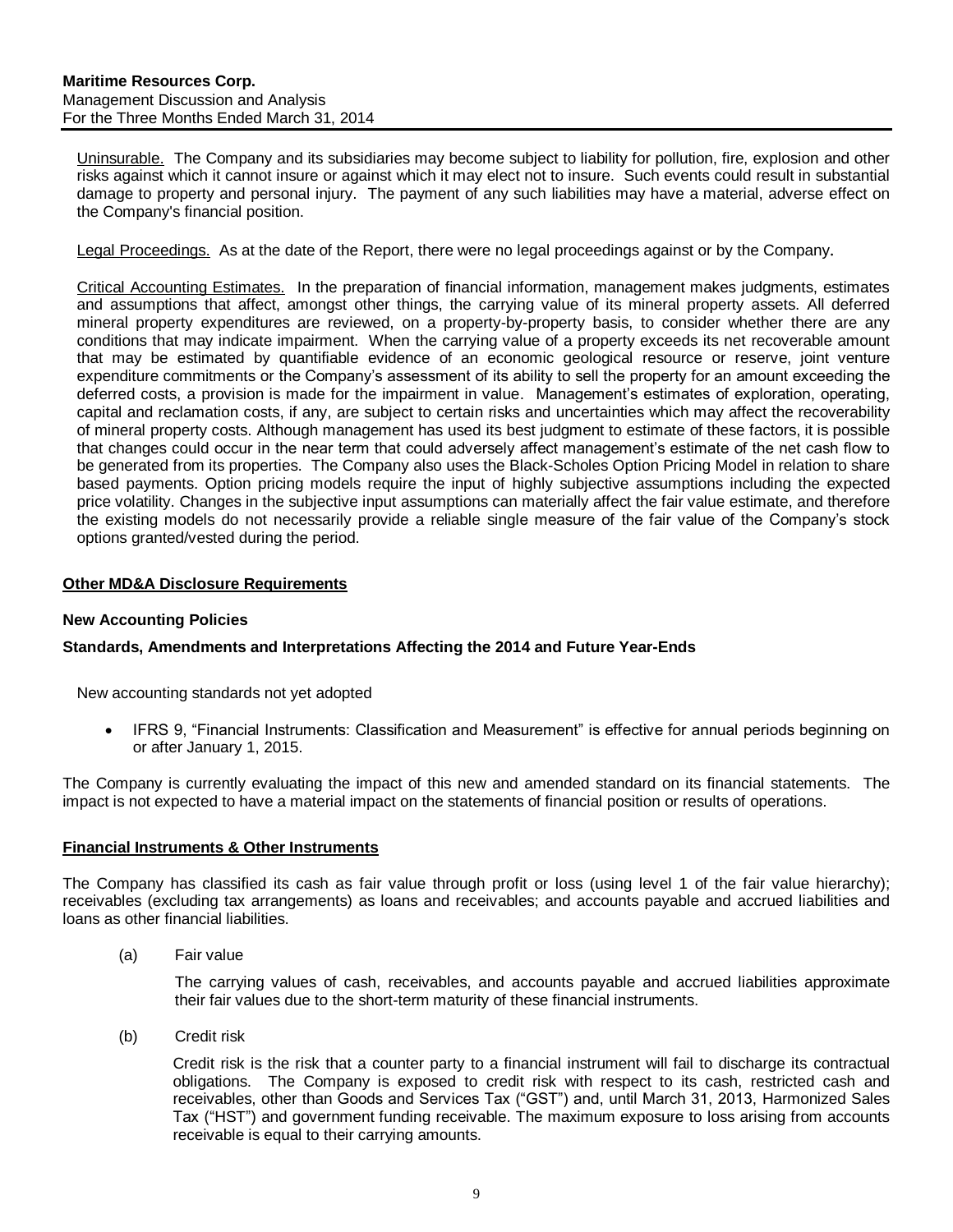Uninsurable. The Company and its subsidiaries may become subject to liability for pollution, fire, explosion and other risks against which it cannot insure or against which it may elect not to insure. Such events could result in substantial damage to property and personal injury. The payment of any such liabilities may have a material, adverse effect on the Company's financial position.

Legal Proceedings. As at the date of the Report, there were no legal proceedings against or by the Company.

Critical Accounting Estimates. In the preparation of financial information, management makes judgments, estimates and assumptions that affect, amongst other things, the carrying value of its mineral property assets. All deferred mineral property expenditures are reviewed, on a property-by-property basis, to consider whether there are any conditions that may indicate impairment. When the carrying value of a property exceeds its net recoverable amount that may be estimated by quantifiable evidence of an economic geological resource or reserve, joint venture expenditure commitments or the Company's assessment of its ability to sell the property for an amount exceeding the deferred costs, a provision is made for the impairment in value. Management's estimates of exploration, operating, capital and reclamation costs, if any, are subject to certain risks and uncertainties which may affect the recoverability of mineral property costs. Although management has used its best judgment to estimate of these factors, it is possible that changes could occur in the near term that could adversely affect management's estimate of the net cash flow to be generated from its properties. The Company also uses the Black-Scholes Option Pricing Model in relation to share based payments. Option pricing models require the input of highly subjective assumptions including the expected price volatility. Changes in the subjective input assumptions can materially affect the fair value estimate, and therefore the existing models do not necessarily provide a reliable single measure of the fair value of the Company's stock options granted/vested during the period.

## Other MD&A Disclosure Requirements

### New Accounting Policies

### Standards, Amendments and Interpretations Affecting the 2014 and Future Year-Ends

New accounting standards not yet adopted

- IFRS 9, "Financial Instruments: Classification and Measurement" is effective for annual periods beginning on or after January 1, 2015.

The Company is currently evaluating the impact of this new and amended standard on its financial statements. The impact is not expected to have a material impact on the statements of financial position or results of operations.

## Financial Instruments & Other Instruments

The Company has classified its cash as fair value through profit or loss (using level 1 of the fair value hierarchy); receivables (excluding tax arrangements) as loans and receivables; and accounts payable and accrued liabilities and loans as other financial liabilities.

(a) Fair value

The carrying values of cash, receivables, and accounts payable and accrued liabilities approximate their fair values due to the short-term maturity of these financial instruments.

(b) Credit risk

Credit risk is the risk that a counter party to a financial instrument will fail to discharge its contractual obligations. The Company is exposed to credit risk with respect to its cash, restricted cash and receivables, other than Goods and Services Tax ("GST") and, until March 31, 2013, Harmonized Sales Tax ("HST") and government funding receivable. The maximum exposure to loss arising from accounts receivable is equal to their carrying amounts.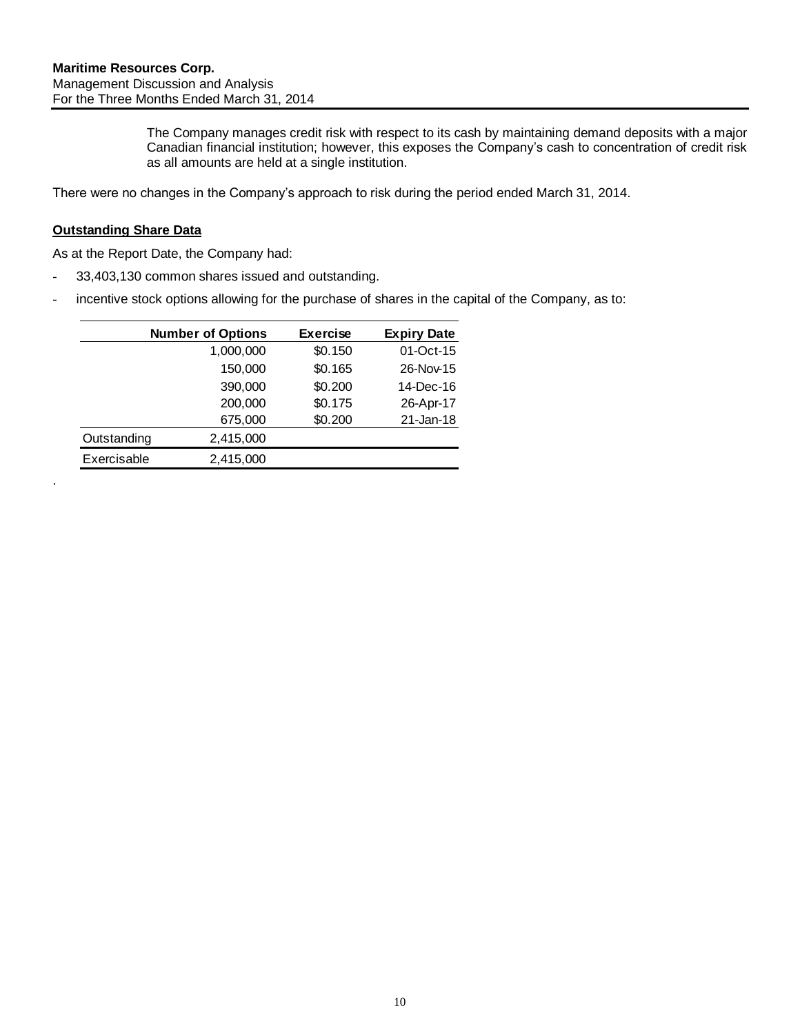The Company manages credit risk with respect to its cash by maintaining demand deposits with a major Canadian financial institution; however, this exposes the Company's cash to concentration of credit risk as all amounts are held at a single institution.

There were no changes in the Company's approach to risk during the period ended March 31, 2014.

## Outstanding Share Data

As at the Report Date, the Company had:

- 33,403,130 common shares issued and outstanding.
- incentive stock options allowing for the purchase of shares in the capital of the Company, as to:

| | Number of Options | Exercise | Expiry Date |
|---|---|---|---|
| | 1,000,000 | $0.150 | 01-Oct-15 |
| | 150,000 | $0.165 | 26-Nov-15 |
| | 390,000 | $0.200 | 14-Dec-16 |
| | 200,000 | $0.175 | 26-Apr-17 |
| | 675,000 | $0.200 | 21-Jan-18 |
| Outstanding | 2,415,000 | | |
| Exercisable | 2,415,000 | | |

.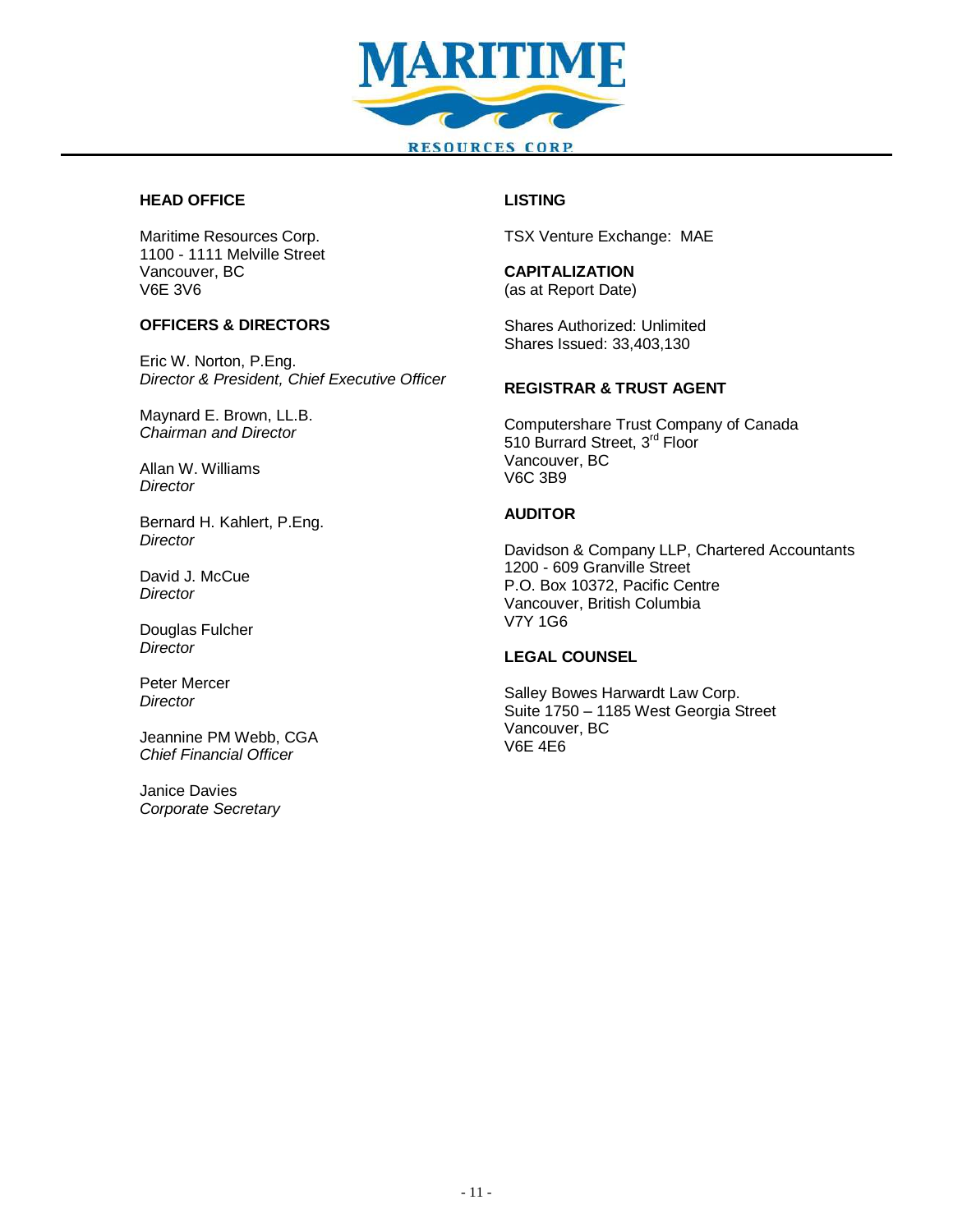MARITIME

RESOURCES CORP.

### HEAD OFFICE

Maritime Resources Corp.
1100 - 1111 Melville Street
Vancouver, BC
V6E 3V6

### OFFICERS & DIRECTORS

Eric W. Norton, P.Eng.
*Director & President, Chief Executive Officer*

Maynard E. Brown, LL.B.
*Chairman and Director*

Allan W. Williams
*Director*

Bernard H. Kahlert, P.Eng.
*Director*

David J. McCue
*Director*

Douglas Fulcher
*Director*

Peter Mercer
*Director*

Jeannine PM Webb, CGA
*Chief Financial Officer*

Janice Davies
*Corporate Secretary*

### LISTING

TSX Venture Exchange: MAE

### CAPITALIZATION
(as at Report Date)

Shares Authorized: Unlimited
Shares Issued: 33,403,130

### REGISTRAR & TRUST AGENT

Computershare Trust Company of Canada
510 Burrard Street, 3rd Floor
Vancouver, BC
V6C 3B9

### AUDITOR

Davidson & Company LLP, Chartered Accountants
1200 - 609 Granville Street
P.O. Box 10372, Pacific Centre
Vancouver, British Columbia
V7Y 1G6

### LEGAL COUNSEL

Salley Bowes Harwardt Law Corp.
Suite 1750 – 1185 West Georgia Street
Vancouver, BC
V6E 4E6